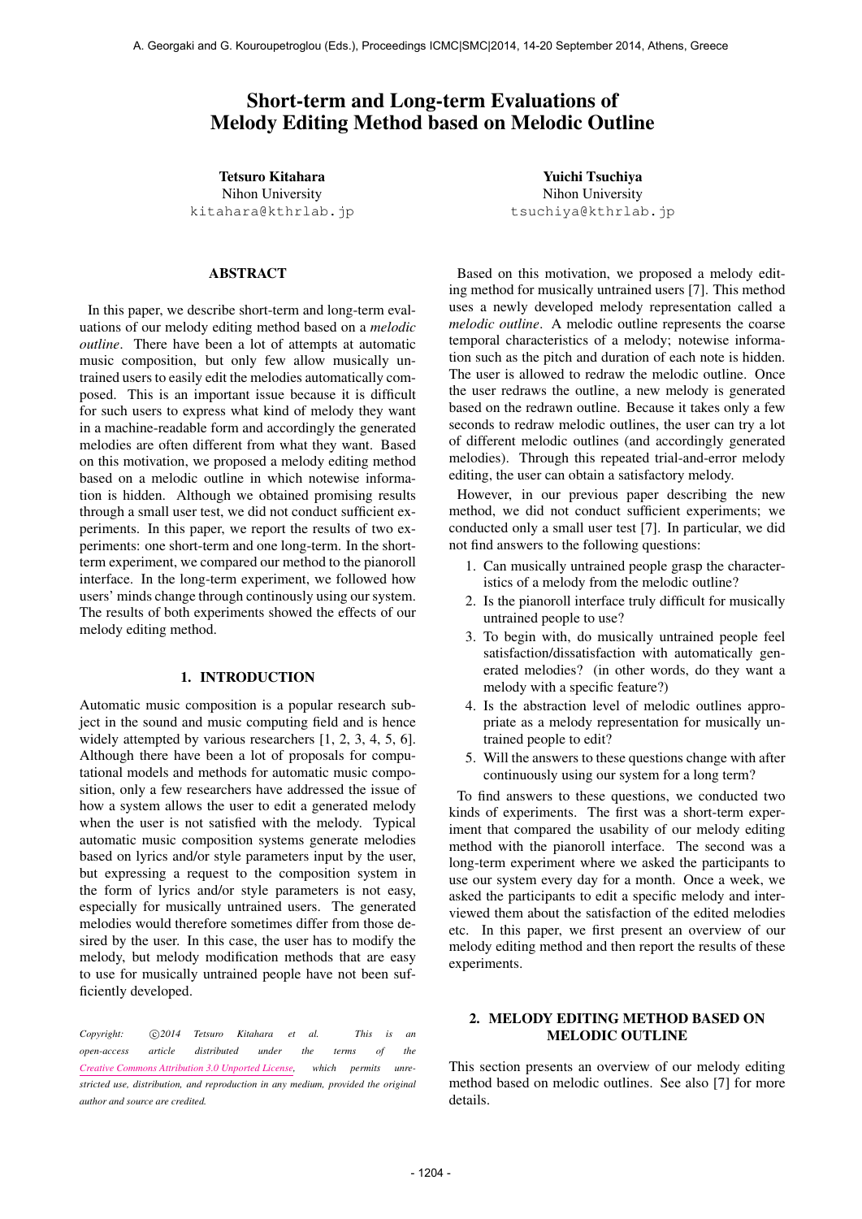# Short-term and Long-term Evaluations of Melody Editing Method based on Melodic Outline

**Tetsuro Kitahara**
Nihon University
kitahara@kthrlab.jp

**Yuichi Tsuchiya**
Nihon University
tsuchiya@kthrlab.jp

## ABSTRACT

In this paper, we describe short-term and long-term evaluations of our melody editing method based on a *melodic outline*. There have been a lot of attempts at automatic music composition, but only few allow musically untrained users to easily edit the melodies automatically composed. This is an important issue because it is difficult for such users to express what kind of melody they want in a machine-readable form and accordingly the generated melodies are often different from what they want. Based on this motivation, we proposed a melody editing method based on a melodic outline in which notewise information is hidden. Although we obtained promising results through a small user test, we did not conduct sufficient experiments. In this paper, we report the results of two experiments: one short-term and one long-term. In the short-term experiment, we compared our method to the pianoroll interface. In the long-term experiment, we followed how users' minds change through continously using our system. The results of both experiments showed the effects of our melody editing method.

## 1. INTRODUCTION

Automatic music composition is a popular research subject in the sound and music computing field and is hence widely attempted by various researchers [1, 2, 3, 4, 5, 6]. Although there have been a lot of proposals for computational models and methods for automatic music composition, only a few researchers have addressed the issue of how a system allows the user to edit a generated melody when the user is not satisfied with the melody. Typical automatic music composition systems generate melodies based on lyrics and/or style parameters input by the user, but expressing a request to the composition system in the form of lyrics and/or style parameters is not easy, especially for musically untrained users. The generated melodies would therefore sometimes differ from those desired by the user. In this case, the user has to modify the melody, but melody modification methods that are easy to use for musically untrained people have not been sufficiently developed.

*Copyright: ©2014 Tetsuro Kitahara et al. This is an open-access article distributed under the terms of the Creative Commons Attribution 3.0 Unported License, which permits unrestricted use, distribution, and reproduction in any medium, provided the original author and source are credited.*

Based on this motivation, we proposed a melody editing method for musically untrained users [7]. This method uses a newly developed melody representation called a *melodic outline*. A melodic outline represents the coarse temporal characteristics of a melody; notewise information such as the pitch and duration of each note is hidden. The user is allowed to redraw the melodic outline. Once the user redraws the outline, a new melody is generated based on the redrawn outline. Because it takes only a few seconds to redraw melodic outlines, the user can try a lot of different melodic outlines (and accordingly generated melodies). Through this repeated trial-and-error melody editing, the user can obtain a satisfactory melody.

However, in our previous paper describing the new method, we did not conduct sufficient experiments; we conducted only a small user test [7]. In particular, we did not find answers to the following questions:

1. Can musically untrained people grasp the characteristics of a melody from the melodic outline?
2. Is the pianoroll interface truly difficult for musically untrained people to use?
3. To begin with, do musically untrained people feel satisfaction/dissatisfaction with automatically generated melodies? (in other words, do they want a melody with a specific feature?)
4. Is the abstraction level of melodic outlines appropriate as a melody representation for musically untrained people to edit?
5. Will the answers to these questions change with after continuously using our system for a long term?

To find answers to these questions, we conducted two kinds of experiments. The first was a short-term experiment that compared the usability of our melody editing method with the pianoroll interface. The second was a long-term experiment where we asked the participants to use our system every day for a month. Once a week, we asked the participants to edit a specific melody and interviewed them about the satisfaction of the edited melodies etc. In this paper, we first present an overview of our melody editing method and then report the results of these experiments.

## 2. MELODY EDITING METHOD BASED ON MELODIC OUTLINE

This section presents an overview of our melody editing method based on melodic outlines. See also [7] for more details.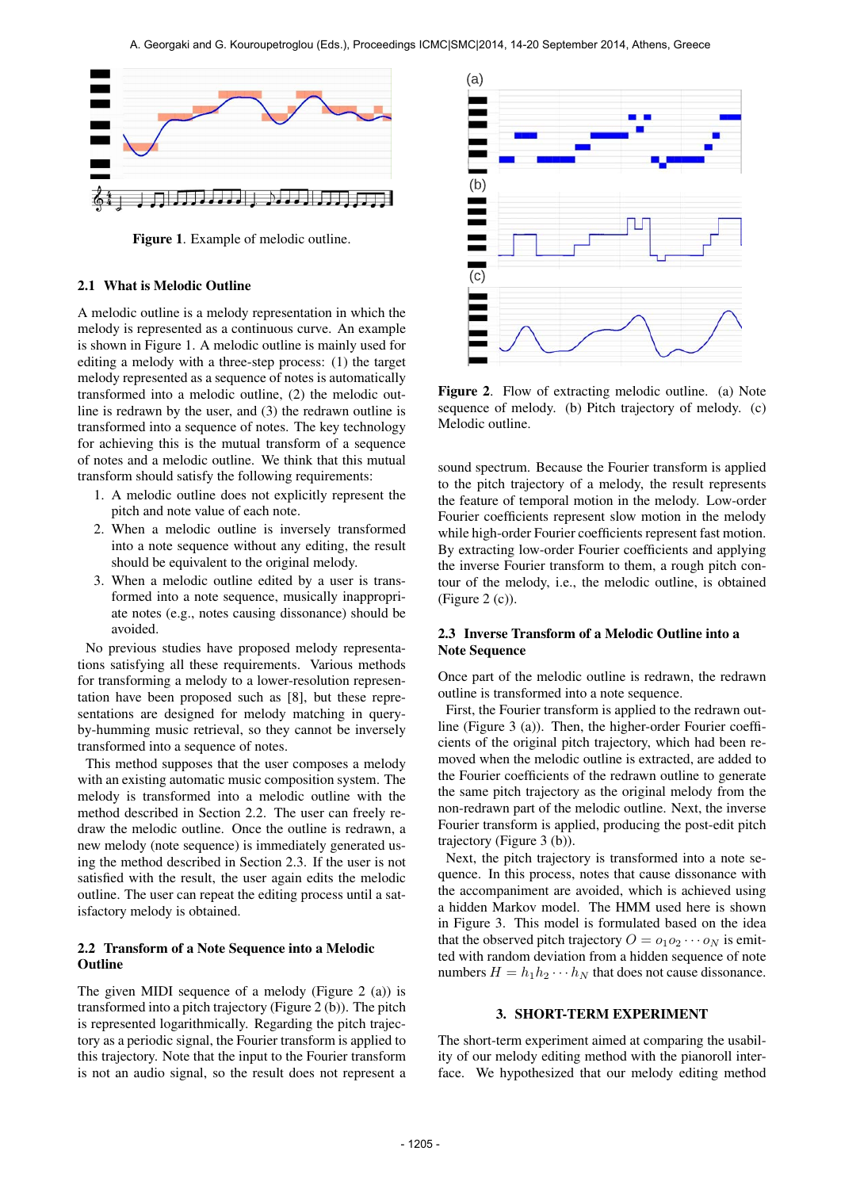**Figure 1**. Example of melodic outline.

### 2.1 What is Melodic Outline

A melodic outline is a melody representation in which the melody is represented as a continuous curve. An example is shown in Figure 1. A melodic outline is mainly used for editing a melody with a three-step process: (1) the target melody represented as a sequence of notes is automatically transformed into a melodic outline, (2) the melodic outline is redrawn by the user, and (3) the redrawn outline is transformed into a sequence of notes. The key technology for achieving this is the mutual transform of a sequence of notes and a melodic outline. We think that this mutual transform should satisfy the following requirements:

1. A melodic outline does not explicitly represent the pitch and note value of each note.
2. When a melodic outline is inversely transformed into a note sequence without any editing, the result should be equivalent to the original melody.
3. When a melodic outline edited by a user is transformed into a note sequence, musically inappropriate notes (e.g., notes causing dissonance) should be avoided.

No previous studies have proposed melody representations satisfying all these requirements. Various methods for transforming a melody to a lower-resolution representation have been proposed such as [8], but these representations are designed for melody matching in query-by-humming music retrieval, so they cannot be inversely transformed into a sequence of notes.

This method supposes that the user composes a melody with an existing automatic music composition system. The melody is transformed into a melodic outline with the method described in Section 2.2. The user can freely redraw the melodic outline. Once the outline is redrawn, a new melody (note sequence) is immediately generated using the method described in Section 2.3. If the user is not satisfied with the result, the user again edits the melodic outline. The user can repeat the editing process until a satisfactory melody is obtained.

### 2.2 Transform of a Note Sequence into a Melodic Outline

The given MIDI sequence of a melody (Figure 2 (a)) is transformed into a pitch trajectory (Figure 2 (b)). The pitch is represented logarithmically. Regarding the pitch trajectory as a periodic signal, the Fourier transform is applied to this trajectory. Note that the input to the Fourier transform is not an audio signal, so the result does not represent a sound spectrum. Because the Fourier transform is applied to the pitch trajectory of a melody, the result represents the feature of temporal motion in the melody. Low-order Fourier coefficients represent slow motion in the melody while high-order Fourier coefficients represent fast motion. By extracting low-order Fourier coefficients and applying the inverse Fourier transform to them, a rough pitch contour of the melody, i.e., the melodic outline, is obtained (Figure 2 (c)).

**Figure 2**. Flow of extracting melodic outline. (a) Note sequence of melody. (b) Pitch trajectory of melody. (c) Melodic outline.

### 2.3 Inverse Transform of a Melodic Outline into a Note Sequence

Once part of the melodic outline is redrawn, the redrawn outline is transformed into a note sequence.

First, the Fourier transform is applied to the redrawn outline (Figure 3 (a)). Then, the higher-order Fourier coefficients of the original pitch trajectory, which had been removed when the melodic outline is extracted, are added to the Fourier coefficients of the redrawn outline to generate the same pitch trajectory as the original melody from the non-redrawn part of the melodic outline. Next, the inverse Fourier transform is applied, producing the post-edit pitch trajectory (Figure 3 (b)).

Next, the pitch trajectory is transformed into a note sequence. In this process, notes that cause dissonance with the accompaniment are avoided, which is achieved using a hidden Markov model. The HMM used here is shown in Figure 3. This model is formulated based on the idea that the observed pitch trajectory $O = o_1 o_2 \cdots o_N$ is emitted with random deviation from a hidden sequence of note numbers $H = h_1 h_2 \cdots h_N$ that does not cause dissonance.

## 3. SHORT-TERM EXPERIMENT

The short-term experiment aimed at comparing the usability of our melody editing method with the pianoroll interface. We hypothesized that our melody editing method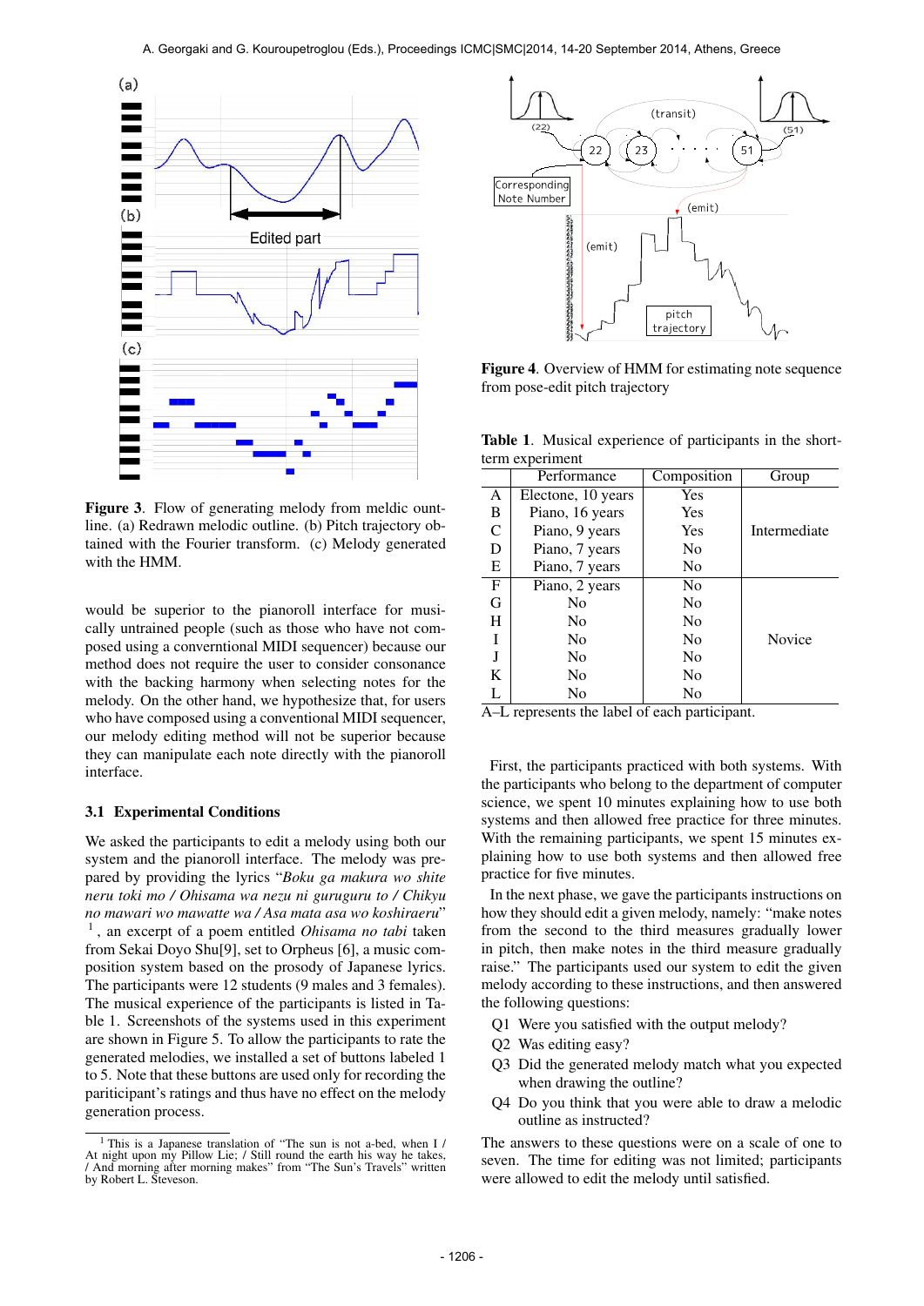Figure 3. Flow of generating melody from meldic ountline. (a) Redrawn melodic outline. (b) Pitch trajectory obtained with the Fourier transform. (c) Melody generated with the HMM.

would be superior to the pianoroll interface for musically untrained people (such as those who have not composed using a converntional MIDI sequencer) because our method does not require the user to consider consonance with the backing harmony when selecting notes for the melody. On the other hand, we hypothesize that, for users who have composed using a conventional MIDI sequencer, our melody editing method will not be superior because they can manipulate each note directly with the pianoroll interface.

### 3.1 Experimental Conditions

We asked the participants to edit a melody using both our system and the pianoroll interface. The melody was prepared by providing the lyrics "*Boku ga makura wo shite neru toki mo / Ohisama wa nezu ni guruguru to / Chikyu no mawari wo mawatte wa / Asa mata asa wo koshiraeru*" [1], an excerpt of a poem entitled *Ohisama no tabi* taken from Sekai Doyo Shu[9], set to Orpheus [6], a music composition system based on the prosody of Japanese lyrics. The participants were 12 students (9 males and 3 females). The musical experience of the participants is listed in Table 1. Screenshots of the systems used in this experiment are shown in Figure 5. To allow the participants to rate the generated melodies, we installed a set of buttons labeled 1 to 5. Note that these buttons are used only for recording the pariticipant's ratings and thus have no effect on the melody generation process.

[1] This is a Japanese translation of "The sun is not a-bed, when I / At night upon my Pillow Lie; / Still round the earth his way he takes, / And morning after morning makes" from "The Sun's Travels" written by Robert L. Steveson.

Figure 4. Overview of HMM for estimating note sequence from pose-edit pitch trajectory

Table 1. Musical experience of participants in the short-term experiment

| | Performance | Composition | Group |
|---|---|---|---|
| A | Electone, 10 years | Yes | Intermediate |
| B | Piano, 16 years | Yes | |
| C | Piano, 9 years | Yes | |
| D | Piano, 7 years | No | |
| E | Piano, 7 years | No | |
| F | Piano, 2 years | No | Novice |
| G | No | No | |
| H | No | No | |
| I | No | No | |
| J | No | No | |
| K | No | No | |
| L | No | No | |

A–L represents the label of each participant.

First, the participants practiced with both systems. With the participants who belong to the department of computer science, we spent 10 minutes explaining how to use both systems and then allowed free practice for three minutes. With the remaining participants, we spent 15 minutes explaining how to use both systems and then allowed free practice for five minutes.

In the next phase, we gave the participants instructions on how they should edit a given melody, namely: "make notes from the second to the third measures gradually lower in pitch, then make notes in the third measure gradually raise." The participants used our system to edit the given melody according to these instructions, and then answered the following questions:

- Q1 Were you satisfied with the output melody?
- Q2 Was editing easy?
- Q3 Did the generated melody match what you expected when drawing the outline?
- Q4 Do you think that you were able to draw a melodic outline as instructed?

The answers to these questions were on a scale of one to seven. The time for editing was not limited; participants were allowed to edit the melody until satisfied.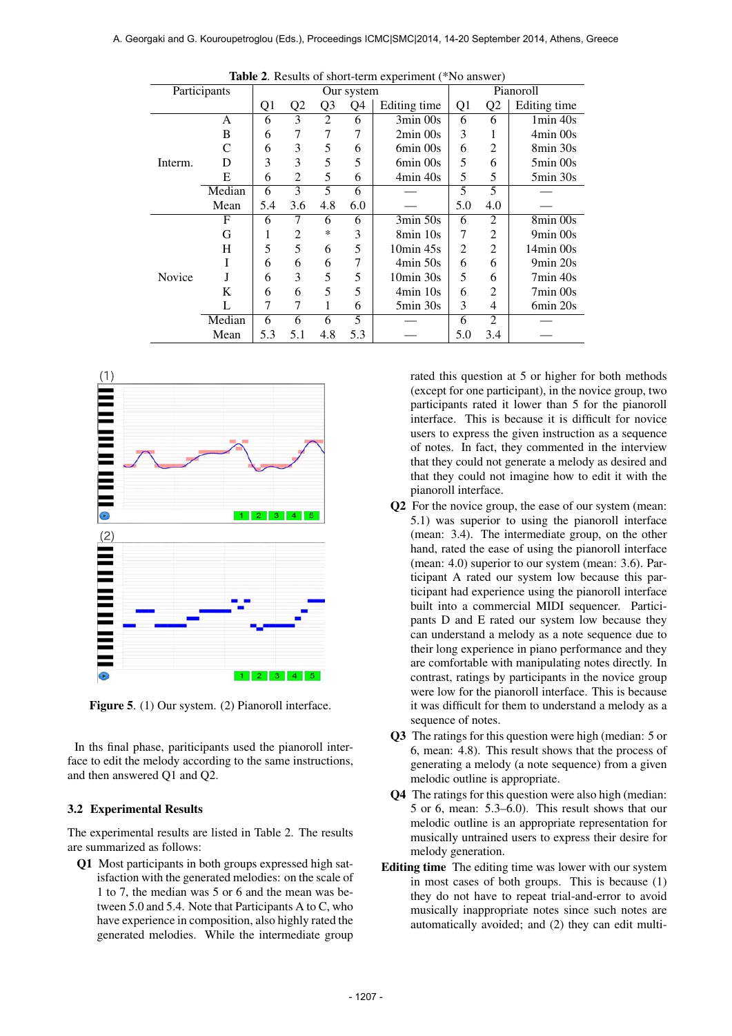**Table 2**. Results of short-term experiment (*No answer)

| Participants | | Our system | | | | | Pianoroll | | |
|---|---|---|---|---|---|---|---|---|---|
| | | Q1 | Q2 | Q3 | Q4 | Editing time | Q1 | Q2 | Editing time |
| Interm. | A | 6 | 3 | 2 | 6 | 3min 00s | 6 | 6 | 1min 40s |
| | B | 6 | 7 | 7 | 7 | 2min 00s | 3 | 1 | 4min 00s |
| | C | 6 | 3 | 5 | 6 | 6min 00s | 6 | 2 | 8min 30s |
| | D | 3 | 3 | 5 | 5 | 6min 00s | 5 | 6 | 5min 00s |
| | E | 6 | 2 | 5 | 6 | 4min 40s | 5 | 5 | 5min 30s |
| | Median | 6 | 3 | 5 | 6 | — | 5 | 5 | — |
| | Mean | 5.4 | 3.6 | 4.8 | 6.0 | — | 5.0 | 4.0 | — |
| Novice | F | 6 | 7 | 6 | 6 | 3min 50s | 6 | 2 | 8min 00s |
| | G | 1 | 2 | * | 3 | 8min 10s | 7 | 2 | 9min 00s |
| | H | 5 | 5 | 6 | 5 | 10min 45s | 2 | 2 | 14min 00s |
| | I | 6 | 6 | 6 | 7 | 4min 50s | 6 | 6 | 9min 20s |
| | J | 6 | 3 | 5 | 5 | 10min 30s | 5 | 6 | 7min 40s |
| | K | 6 | 6 | 5 | 5 | 4min 10s | 6 | 2 | 7min 00s |
| | L | 7 | 7 | 1 | 6 | 5min 30s | 3 | 4 | 6min 20s |
| | Median | 6 | 6 | 6 | 5 | — | 6 | 2 | — |
| | Mean | 5.3 | 5.1 | 4.8 | 5.3 | — | 5.0 | 3.4 | — |

**Figure 5**. (1) Our system. (2) Pianoroll interface.

In ths final phase, pariticipants used the pianoroll interface to edit the melody according to the same instructions, and then answered Q1 and Q2.

### 3.2 Experimental Results

The experimental results are listed in Table 2. The results are summarized as follows:

- **Q1** Most participants in both groups expressed high satisfaction with the generated melodies: on the scale of 1 to 7, the median was 5 or 6 and the mean was between 5.0 and 5.4. Note that Participants A to C, who have experience in composition, also highly rated the generated melodies. While the intermediate group rated this question at 5 or higher for both methods (except for one participant), in the novice group, two participants rated it lower than 5 for the pianoroll interface. This is because it is difficult for novice users to express the given instruction as a sequence of notes. In fact, they commented in the interview that they could not generate a melody as desired and that they could not imagine how to edit it with the pianoroll interface.
- **Q2** For the novice group, the ease of our system (mean: 5.1) was superior to using the pianoroll interface (mean: 3.4). The intermediate group, on the other hand, rated the ease of using the pianoroll interface (mean: 4.0) superior to our system (mean: 3.6). Participant A rated our system low because this participant had experience using the pianoroll interface built into a commercial MIDI sequencer. Participants D and E rated our system low because they can understand a melody as a note sequence due to their long experience in piano performance and they are comfortable with manipulating notes directly. In contrast, ratings by participants in the novice group were low for the pianoroll interface. This is because it was difficult for them to understand a melody as a sequence of notes.
- **Q3** The ratings for this question were high (median: 5 or 6, mean: 4.8). This result shows that the process of generating a melody (a note sequence) from a given melodic outline is appropriate.
- **Q4** The ratings for this question were also high (median: 5 or 6, mean: 5.3–6.0). This result shows that our melodic outline is an appropriate representation for musically untrained users to express their desire for melody generation.
- **Editing time** The editing time was lower with our system in most cases of both groups. This is because (1) they do not have to repeat trial-and-error to avoid musically inappropriate notes since such notes are automatically avoided; and (2) they can edit multi-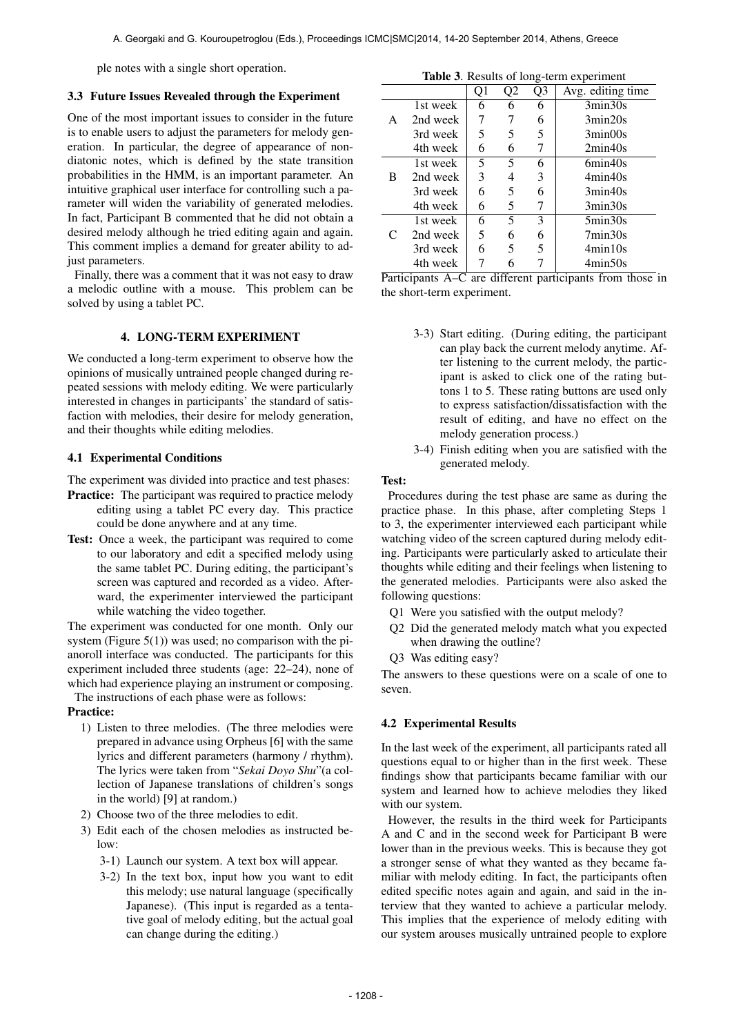ple notes with a single short operation.

### 3.3 Future Issues Revealed through the Experiment

One of the most important issues to consider in the future is to enable users to adjust the parameters for melody generation. In particular, the degree of appearance of non-diatonic notes, which is defined by the state transition probabilities in the HMM, is an important parameter. An intuitive graphical user interface for controlling such a parameter will widen the variability of generated melodies. In fact, Participant B commented that he did not obtain a desired melody although he tried editing again and again. This comment implies a demand for greater ability to adjust parameters.

Finally, there was a comment that it was not easy to draw a melodic outline with a mouse. This problem can be solved by using a tablet PC.

## 4. LONG-TERM EXPERIMENT

We conducted a long-term experiment to observe how the opinions of musically untrained people changed during repeated sessions with melody editing. We were particularly interested in changes in participants' the standard of satisfaction with melodies, their desire for melody generation, and their thoughts while editing melodies.

### 4.1 Experimental Conditions

The experiment was divided into practice and test phases:

**Practice:** The participant was required to practice melody editing using a tablet PC every day. This practice could be done anywhere and at any time.

**Test:** Once a week, the participant was required to come to our laboratory and edit a specified melody using the same tablet PC. During editing, the participant's screen was captured and recorded as a video. Afterward, the experimenter interviewed the participant while watching the video together.

The experiment was conducted for one month. Only our system (Figure 5(1)) was used; no comparison with the pianoroll interface was conducted. The participants for this experiment included three students (age: 22–24), none of which had experience playing an instrument or composing.

The instructions of each phase were as follows:

**Practice:**

1) Listen to three melodies. (The three melodies were prepared in advance using Orpheus [6] with the same lyrics and different parameters (harmony / rhythm). The lyrics were taken from "*Sekai Doyo Shu*"(a collection of Japanese translations of children's songs in the world) [9] at random.)
2) Choose two of the three melodies to edit.
3) Edit each of the chosen melodies as instructed below:
   - 3-1) Launch our system. A text box will appear.
   - 3-2) In the text box, input how you want to edit this melody; use natural language (specifically Japanese). (This input is regarded as a tentative goal of melody editing, but the actual goal can change during the editing.)
   - 3-3) Start editing. (During editing, the participant can play back the current melody anytime. After listening to the current melody, the participant is asked to click one of the rating buttons 1 to 5. These rating buttons are used only to express satisfaction/dissatisfaction with the result of editing, and have no effect on the melody generation process.)
   - 3-4) Finish editing when you are satisfied with the generated melody.

**Table 3**. Results of long-term experiment

| | | Q1 | Q2 | Q3 | Avg. editing time |
|---|---|---|---|---|---|
| A | 1st week | 6 | 6 | 6 | 3min30s |
| | 2nd week | 7 | 7 | 6 | 3min20s |
| | 3rd week | 5 | 5 | 5 | 3min00s |
| | 4th week | 6 | 6 | 7 | 2min40s |
| B | 1st week | 5 | 5 | 6 | 6min40s |
| | 2nd week | 3 | 4 | 3 | 4min40s |
| | 3rd week | 6 | 5 | 6 | 3min40s |
| | 4th week | 6 | 5 | 7 | 3min30s |
| C | 1st week | 6 | 5 | 3 | 5min30s |
| | 2nd week | 5 | 6 | 6 | 7min30s |
| | 3rd week | 6 | 5 | 5 | 4min10s |
| | 4th week | 7 | 6 | 7 | 4min50s |

Participants A–C are different participants from those in the short-term experiment.

**Test:**

Procedures during the test phase are same as during the practice phase. In this phase, after completing Steps 1 to 3, the experimenter interviewed each participant while watching video of the screen captured during melody editing. Participants were particularly asked to articulate their thoughts while editing and their feelings when listening to the generated melodies. Participants were also asked the following questions:

- Q1 Were you satisfied with the output melody?
- Q2 Did the generated melody match what you expected when drawing the outline?
- Q3 Was editing easy?

The answers to these questions were on a scale of one to seven.

### 4.2 Experimental Results

In the last week of the experiment, all participants rated all questions equal to or higher than in the first week. These findings show that participants became familiar with our system and learned how to achieve melodies they liked with our system.

However, the results in the third week for Participants A and C and in the second week for Participant B were lower than in the previous weeks. This is because they got a stronger sense of what they wanted as they became familiar with melody editing. In fact, the participants often edited specific notes again and again, and said in the interview that they wanted to achieve a particular melody. This implies that the experience of melody editing with our system arouses musically untrained people to explore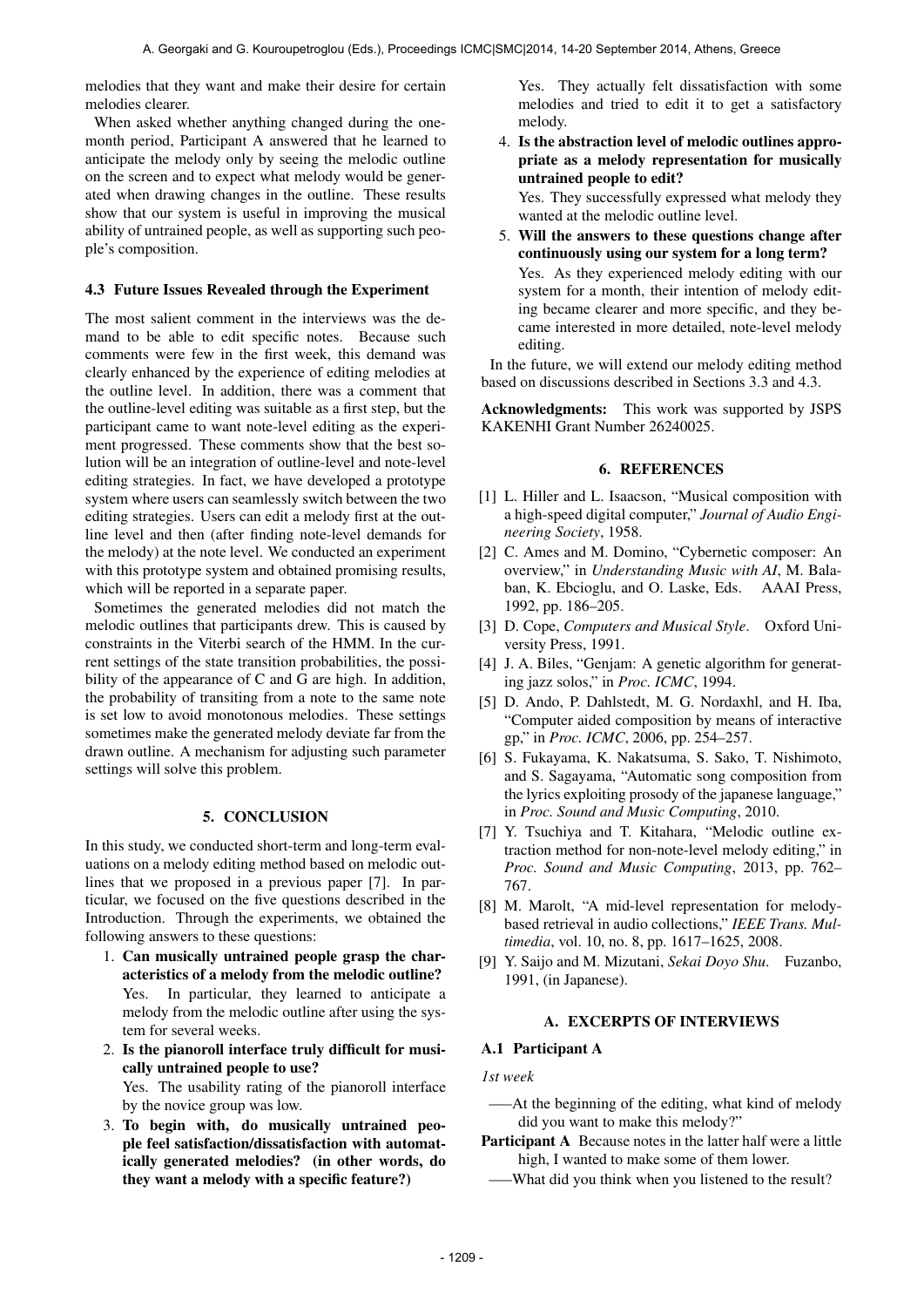melodies that they want and make their desire for certain melodies clearer.

When asked whether anything changed during the one-month period, Participant A answered that he learned to anticipate the melody only by seeing the melodic outline on the screen and to expect what melody would be generated when drawing changes in the outline. These results show that our system is useful in improving the musical ability of untrained people, as well as supporting such people's composition.

### 4.3 Future Issues Revealed through the Experiment

The most salient comment in the interviews was the demand to be able to edit specific notes. Because such comments were few in the first week, this demand was clearly enhanced by the experience of editing melodies at the outline level. In addition, there was a comment that the outline-level editing was suitable as a first step, but the participant came to want note-level editing as the experiment progressed. These comments show that the best solution will be an integration of outline-level and note-level editing strategies. In fact, we have developed a prototype system where users can seamlessly switch between the two editing strategies. Users can edit a melody first at the outline level and then (after finding note-level demands for the melody) at the note level. We conducted an experiment with this prototype system and obtained promising results, which will be reported in a separate paper.

Sometimes the generated melodies did not match the melodic outlines that participants drew. This is caused by constraints in the Viterbi search of the HMM. In the current settings of the state transition probabilities, the possibility of the appearance of C and G are high. In addition, the probability of transiting from a note to the same note is set low to avoid monotonous melodies. These settings sometimes make the generated melody deviate far from the drawn outline. A mechanism for adjusting such parameter settings will solve this problem.

## 5. CONCLUSION

In this study, we conducted short-term and long-term evaluations on a melody editing method based on melodic outlines that we proposed in a previous paper [7]. In particular, we focused on the five questions described in the Introduction. Through the experiments, we obtained the following answers to these questions:

1. **Can musically untrained people grasp the characteristics of a melody from the melodic outline?**
   Yes. In particular, they learned to anticipate a melody from the melodic outline after using the system for several weeks.
2. **Is the pianoroll interface truly difficult for musically untrained people to use?**
   Yes. The usability rating of the pianoroll interface by the novice group was low.
3. **To begin with, do musically untrained people feel satisfaction/dissatisfaction with automatically generated melodies? (in other words, do they want a melody with a specific feature?)**
   Yes. They actually felt dissatisfaction with some melodies and tried to edit it to get a satisfactory melody.
4. **Is the abstraction level of melodic outlines appropriate as a melody representation for musically untrained people to edit?**
   Yes. They successfully expressed what melody they wanted at the melodic outline level.
5. **Will the answers to these questions change after continuously using our system for a long term?**
   Yes. As they experienced melody editing with our system for a month, their intention of melody editing became clearer and more specific, and they became interested in more detailed, note-level melody editing.

In the future, we will extend our melody editing method based on discussions described in Sections 3.3 and 4.3.

**Acknowledgments:** This work was supported by JSPS KAKENHI Grant Number 26240025.

## 6. REFERENCES

[1] L. Hiller and L. Isaacson, "Musical composition with a high-speed digital computer," *Journal of Audio Engineering Society*, 1958.

[2] C. Ames and M. Domino, "Cybernetic composer: An overview," in *Understanding Music with AI*, M. Balaban, K. Ebcioglu, and O. Laske, Eds. AAAI Press, 1992, pp. 186–205.

[3] D. Cope, *Computers and Musical Style*. Oxford University Press, 1991.

[4] J. A. Biles, "Genjam: A genetic algorithm for generating jazz solos," in *Proc. ICMC*, 1994.

[5] D. Ando, P. Dahlstedt, M. G. Nordaxhl, and H. Iba, "Computer aided composition by means of interactive gp," in *Proc. ICMC*, 2006, pp. 254–257.

[6] S. Fukayama, K. Nakatsuma, S. Sako, T. Nishimoto, and S. Sagayama, "Automatic song composition from the lyrics exploiting prosody of the japanese language," in *Proc. Sound and Music Computing*, 2010.

[7] Y. Tsuchiya and T. Kitahara, "Melodic outline extraction method for non-note-level melody editing," in *Proc. Sound and Music Computing*, 2013, pp. 762–767.

[8] M. Marolt, "A mid-level representation for melody-based retrieval in audio collections," *IEEE Trans. Multimedia*, vol. 10, no. 8, pp. 1617–1625, 2008.

[9] Y. Saijo and M. Mizutani, *Sekai Doyo Shu*. Fuzanbo, 1991, (in Japanese).

## A. EXCERPTS OF INTERVIEWS

### A.1 Participant A

*1st week*

—–At the beginning of the editing, what kind of melody did you want to make this melody?"

**Participant A** Because notes in the latter half were a little high, I wanted to make some of them lower.

—–What did you think when you listened to the result?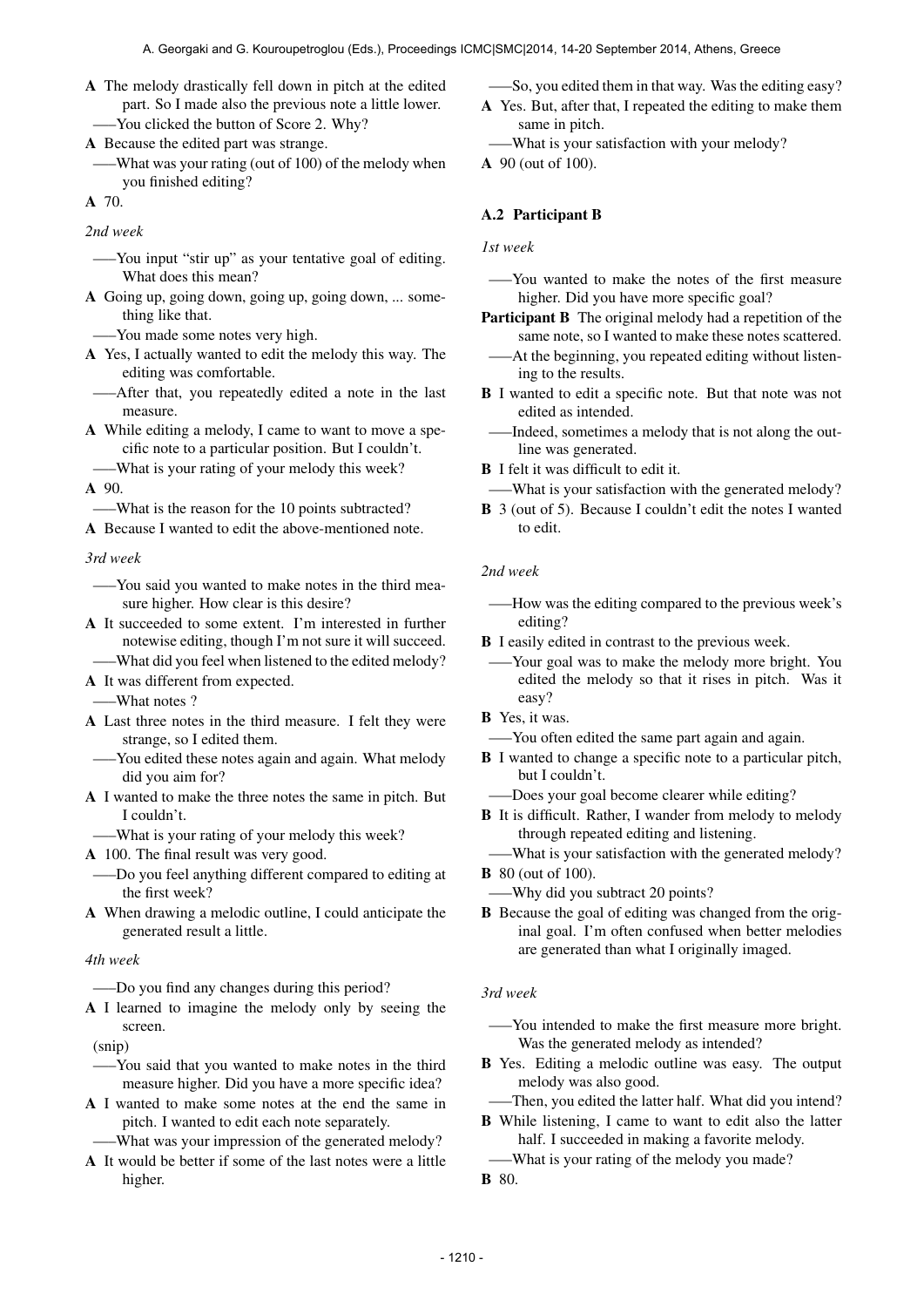**A** The melody drastically fell down in pitch at the edited part. So I made also the previous note a little lower.

—–You clicked the button of Score 2. Why?

**A** Because the edited part was strange.

—–What was your rating (out of 100) of the melody when you finished editing?

**A** 70.

*2nd week*

—–You input "stir up" as your tentative goal of editing. What does this mean?

**A** Going up, going down, going up, going down, ... something like that.

—–You made some notes very high.

**A** Yes, I actually wanted to edit the melody this way. The editing was comfortable.

—–After that, you repeatedly edited a note in the last measure.

**A** While editing a melody, I came to want to move a specific note to a particular position. But I couldn't.

—–What is your rating of your melody this week?

**A** 90.

—–What is the reason for the 10 points subtracted?

**A** Because I wanted to edit the above-mentioned note.

*3rd week*

—–You said you wanted to make notes in the third measure higher. How clear is this desire?

**A** It succeeded to some extent. I'm interested in further notewise editing, though I'm not sure it will succeed.

—–What did you feel when listened to the edited melody?

**A** It was different from expected.

—–What notes ?

**A** Last three notes in the third measure. I felt they were strange, so I edited them.

—–You edited these notes again and again. What melody did you aim for?

**A** I wanted to make the three notes the same in pitch. But I couldn't.

—–What is your rating of your melody this week?

**A** 100. The final result was very good.

—–Do you feel anything different compared to editing at the first week?

**A** When drawing a melodic outline, I could anticipate the generated result a little.

*4th week*

—–Do you find any changes during this period?

**A** I learned to imagine the melody only by seeing the screen.

(snip)

—–You said that you wanted to make notes in the third measure higher. Did you have a more specific idea?

**A** I wanted to make some notes at the end the same in pitch. I wanted to edit each note separately.

—–What was your impression of the generated melody?

**A** It would be better if some of the last notes were a little higher.

—–So, you edited them in that way. Was the editing easy?

**A** Yes. But, after that, I repeated the editing to make them same in pitch.

—–What is your satisfaction with your melody?

**A** 90 (out of 100).

### A.2 Participant B

*1st week*

—–You wanted to make the notes of the first measure higher. Did you have more specific goal?

**Participant B** The original melody had a repetition of the same note, so I wanted to make these notes scattered.

—–At the beginning, you repeated editing without listening to the results.

**B** I wanted to edit a specific note. But that note was not edited as intended.

—–Indeed, sometimes a melody that is not along the outline was generated.

**B** I felt it was difficult to edit it.

—–What is your satisfaction with the generated melody?

**B** 3 (out of 5). Because I couldn't edit the notes I wanted to edit.

*2nd week*

—–How was the editing compared to the previous week's editing?

**B** I easily edited in contrast to the previous week.

—–Your goal was to make the melody more bright. You edited the melody so that it rises in pitch. Was it easy?

**B** Yes, it was.

—–You often edited the same part again and again.

**B** I wanted to change a specific note to a particular pitch, but I couldn't.

—–Does your goal become clearer while editing?

**B** It is difficult. Rather, I wander from melody to melody through repeated editing and listening.

—–What is your satisfaction with the generated melody?

**B** 80 (out of 100).

—–Why did you subtract 20 points?

**B** Because the goal of editing was changed from the original goal. I'm often confused when better melodies are generated than what I originally imaged.

*3rd week*

—–You intended to make the first measure more bright. Was the generated melody as intended?

**B** Yes. Editing a melodic outline was easy. The output melody was also good.

—–Then, you edited the latter half. What did you intend?

**B** While listening, I came to want to edit also the latter half. I succeeded in making a favorite melody.

—–What is your rating of the melody you made?

**B** 80.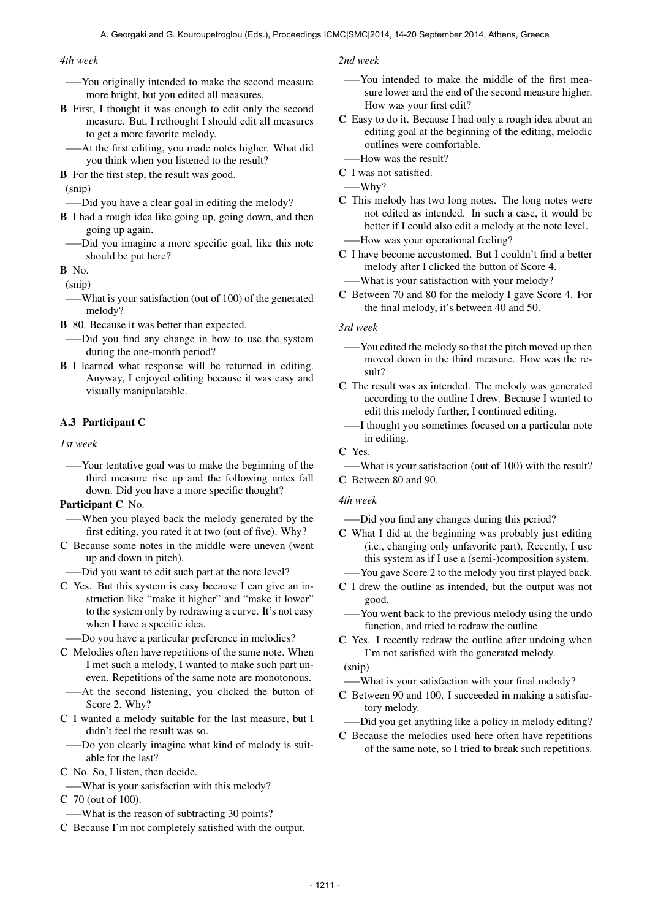*4th week*

—–You originally intended to make the second measure more bright, but you edited all measures.

**B** First, I thought it was enough to edit only the second measure. But, I rethought I should edit all measures to get a more favorite melody.

—–At the first editing, you made notes higher. What did you think when you listened to the result?

**B** For the first step, the result was good.

(snip)

—–Did you have a clear goal in editing the melody?

**B** I had a rough idea like going up, going down, and then going up again.

—–Did you imagine a more specific goal, like this note should be put here?

**B** No.

(snip)

—–What is your satisfaction (out of 100) of the generated melody?

**B** 80. Because it was better than expected.

—–Did you find any change in how to use the system during the one-month period?

**B** I learned what response will be returned in editing. Anyway, I enjoyed editing because it was easy and visually manipulatable.

### A.3 Participant C

*1st week*

—–Your tentative goal was to make the beginning of the third measure rise up and the following notes fall down. Did you have a more specific thought?

**Participant C** No.

—–When you played back the melody generated by the first editing, you rated it at two (out of five). Why?

**C** Because some notes in the middle were uneven (went up and down in pitch).

—–Did you want to edit such part at the note level?

**C** Yes. But this system is easy because I can give an instruction like "make it higher" and "make it lower" to the system only by redrawing a curve. It's not easy when I have a specific idea.

—–Do you have a particular preference in melodies?

**C** Melodies often have repetitions of the same note. When I met such a melody, I wanted to make such part uneven. Repetitions of the same note are monotonous.

—–At the second listening, you clicked the button of Score 2. Why?

**C** I wanted a melody suitable for the last measure, but I didn't feel the result was so.

—–Do you clearly imagine what kind of melody is suitable for the last?

**C** No. So, I listen, then decide.

—–What is your satisfaction with this melody?

**C** 70 (out of 100).

—–What is the reason of subtracting 30 points?

**C** Because I'm not completely satisfied with the output.

*2nd week*

—–You intended to make the middle of the first measure lower and the end of the second measure higher. How was your first edit?

**C** Easy to do it. Because I had only a rough idea about an editing goal at the beginning of the editing, melodic outlines were comfortable.

—–How was the result?

**C** I was not satisfied.

—–Why?

**C** This melody has two long notes. The long notes were not edited as intended. In such a case, it would be better if I could also edit a melody at the note level.

—–How was your operational feeling?

**C** I have become accustomed. But I couldn't find a better melody after I clicked the button of Score 4.

—–What is your satisfaction with your melody?

**C** Between 70 and 80 for the melody I gave Score 4. For the final melody, it's between 40 and 50.

*3rd week*

—–You edited the melody so that the pitch moved up then moved down in the third measure. How was the result?

**C** The result was as intended. The melody was generated according to the outline I drew. Because I wanted to edit this melody further, I continued editing.

—–I thought you sometimes focused on a particular note in editing.

**C** Yes.

—–What is your satisfaction (out of 100) with the result?

**C** Between 80 and 90.

*4th week*

—–Did you find any changes during this period?

**C** What I did at the beginning was probably just editing (i.e., changing only unfavorite part). Recently, I use this system as if I use a (semi-)composition system.

—–You gave Score 2 to the melody you first played back.

**C** I drew the outline as intended, but the output was not good.

—–You went back to the previous melody using the undo function, and tried to redraw the outline.

**C** Yes. I recently redraw the outline after undoing when I'm not satisfied with the generated melody.

(snip)

—–What is your satisfaction with your final melody?

**C** Between 90 and 100. I succeeded in making a satisfactory melody.

—–Did you get anything like a policy in melody editing?

**C** Because the melodies used here often have repetitions of the same note, so I tried to break such repetitions.